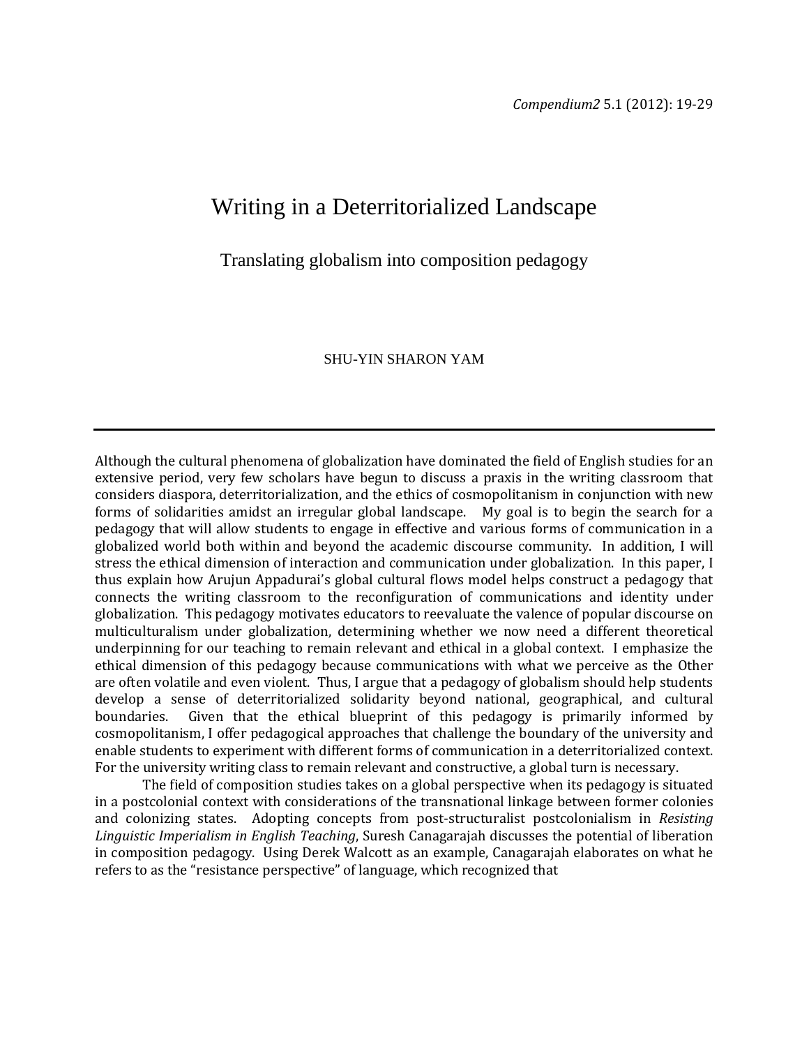# Writing in a Deterritorialized Landscape

## Translating globalism into composition pedagogy

SHU-YIN SHARON YAM

---

Although the cultural phenomena of globalization have dominated the field of English studies for an extensive period, very few scholars have begun to discuss a praxis in the writing classroom that considers diaspora, deterritorialization, and the ethics of cosmopolitanism in conjunction with new forms of solidarities amidst an irregular global landscape. My goal is to begin the search for a pedagogy that will allow students to engage in effective and various forms of communication in a globalized world both within and beyond the academic discourse community. In addition, I will stress the ethical dimension of interaction and communication under globalization. In this paper, I thus explain how Arujun Appadurai's global cultural flows model helps construct a pedagogy that connects the writing classroom to the reconfiguration of communications and identity under globalization. This pedagogy motivates educators to reevaluate the valence of popular discourse on multiculturalism under globalization, determining whether we now need a different theoretical underpinning for our teaching to remain relevant and ethical in a global context. I emphasize the ethical dimension of this pedagogy because communications with what we perceive as the Other are often volatile and even violent. Thus, I argue that a pedagogy of globalism should help students develop a sense of deterritorialized solidarity beyond national, geographical, and cultural boundaries. Given that the ethical blueprint of this pedagogy is primarily informed by cosmopolitanism, I offer pedagogical approaches that challenge the boundary of the university and enable students to experiment with different forms of communication in a deterritorialized context. For the university writing class to remain relevant and constructive, a global turn is necessary.

The field of composition studies takes on a global perspective when its pedagogy is situated in a postcolonial context with considerations of the transnational linkage between former colonies and colonizing states. Adopting concepts from post-structuralist postcolonialism in *Resisting Linguistic Imperialism in English Teaching*, Suresh Canagarajah discusses the potential of liberation in composition pedagogy. Using Derek Walcott as an example, Canagarajah elaborates on what he refers to as the "resistance perspective" of language, which recognized that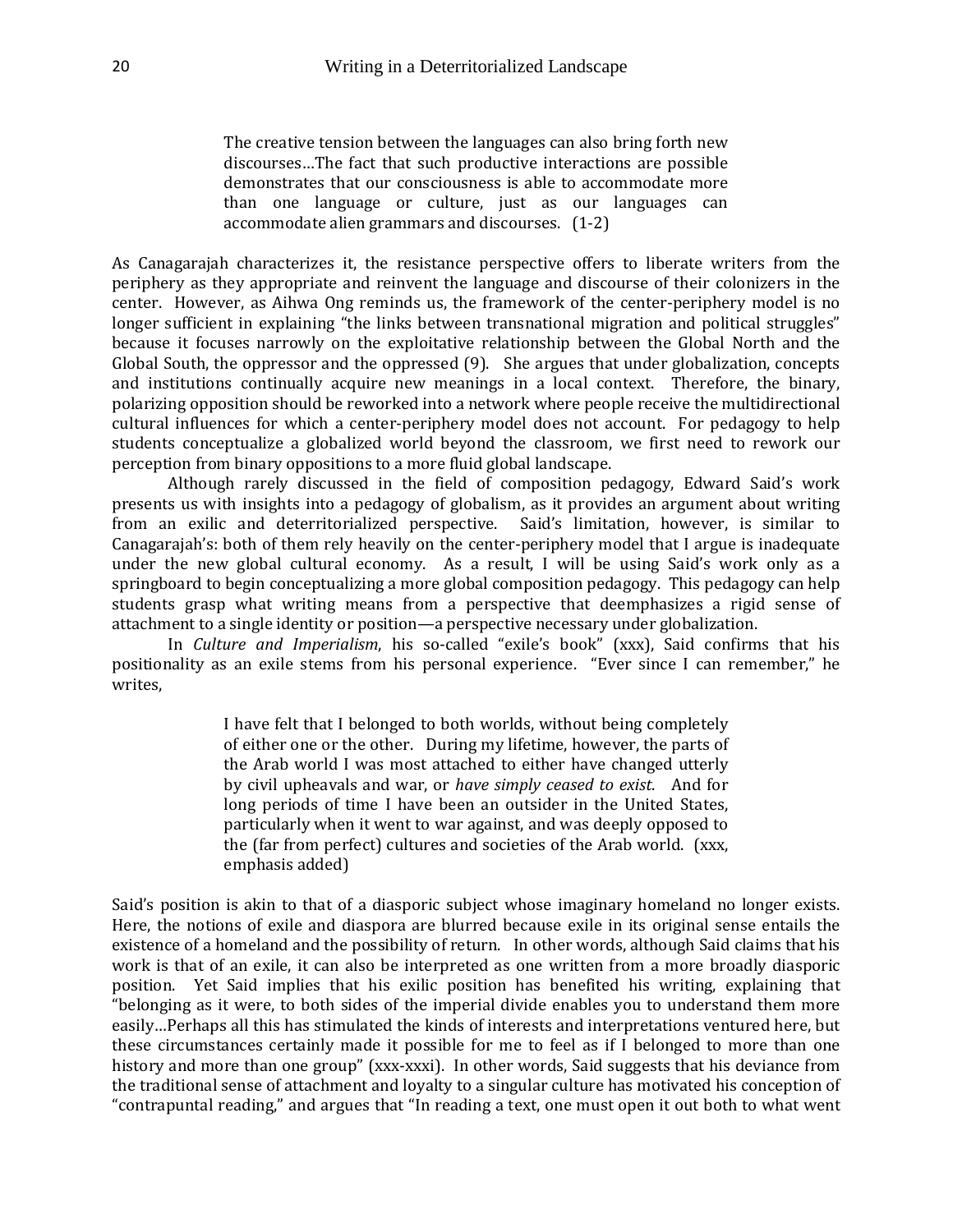> The creative tension between the languages can also bring forth new discourses…The fact that such productive interactions are possible demonstrates that our consciousness is able to accommodate more than one language or culture, just as our languages can accommodate alien grammars and discourses. (1-2)

As Canagarajah characterizes it, the resistance perspective offers to liberate writers from the periphery as they appropriate and reinvent the language and discourse of their colonizers in the center. However, as Aihwa Ong reminds us, the framework of the center-periphery model is no longer sufficient in explaining "the links between transnational migration and political struggles" because it focuses narrowly on the exploitative relationship between the Global North and the Global South, the oppressor and the oppressed (9). She argues that under globalization, concepts and institutions continually acquire new meanings in a local context. Therefore, the binary, polarizing opposition should be reworked into a network where people receive the multidirectional cultural influences for which a center-periphery model does not account. For pedagogy to help students conceptualize a globalized world beyond the classroom, we first need to rework our perception from binary oppositions to a more fluid global landscape.

Although rarely discussed in the field of composition pedagogy, Edward Said's work presents us with insights into a pedagogy of globalism, as it provides an argument about writing from an exilic and deterritorialized perspective. Said's limitation, however, is similar to Canagarajah's: both of them rely heavily on the center-periphery model that I argue is inadequate under the new global cultural economy. As a result, I will be using Said's work only as a springboard to begin conceptualizing a more global composition pedagogy. This pedagogy can help students grasp what writing means from a perspective that deemphasizes a rigid sense of attachment to a single identity or position—a perspective necessary under globalization.

In *Culture and Imperialism*, his so-called "exile's book" (xxx), Said confirms that his positionality as an exile stems from his personal experience. "Ever since I can remember," he writes,

> I have felt that I belonged to both worlds, without being completely of either one or the other. During my lifetime, however, the parts of the Arab world I was most attached to either have changed utterly by civil upheavals and war, or *have simply ceased to exist*. And for long periods of time I have been an outsider in the United States, particularly when it went to war against, and was deeply opposed to the (far from perfect) cultures and societies of the Arab world. (xxx, emphasis added)

Said's position is akin to that of a diasporic subject whose imaginary homeland no longer exists. Here, the notions of exile and diaspora are blurred because exile in its original sense entails the existence of a homeland and the possibility of return. In other words, although Said claims that his work is that of an exile, it can also be interpreted as one written from a more broadly diasporic position. Yet Said implies that his exilic position has benefited his writing, explaining that "belonging as it were, to both sides of the imperial divide enables you to understand them more easily…Perhaps all this has stimulated the kinds of interests and interpretations ventured here, but these circumstances certainly made it possible for me to feel as if I belonged to more than one history and more than one group" (xxx-xxxi). In other words, Said suggests that his deviance from the traditional sense of attachment and loyalty to a singular culture has motivated his conception of "contrapuntal reading," and argues that "In reading a text, one must open it out both to what went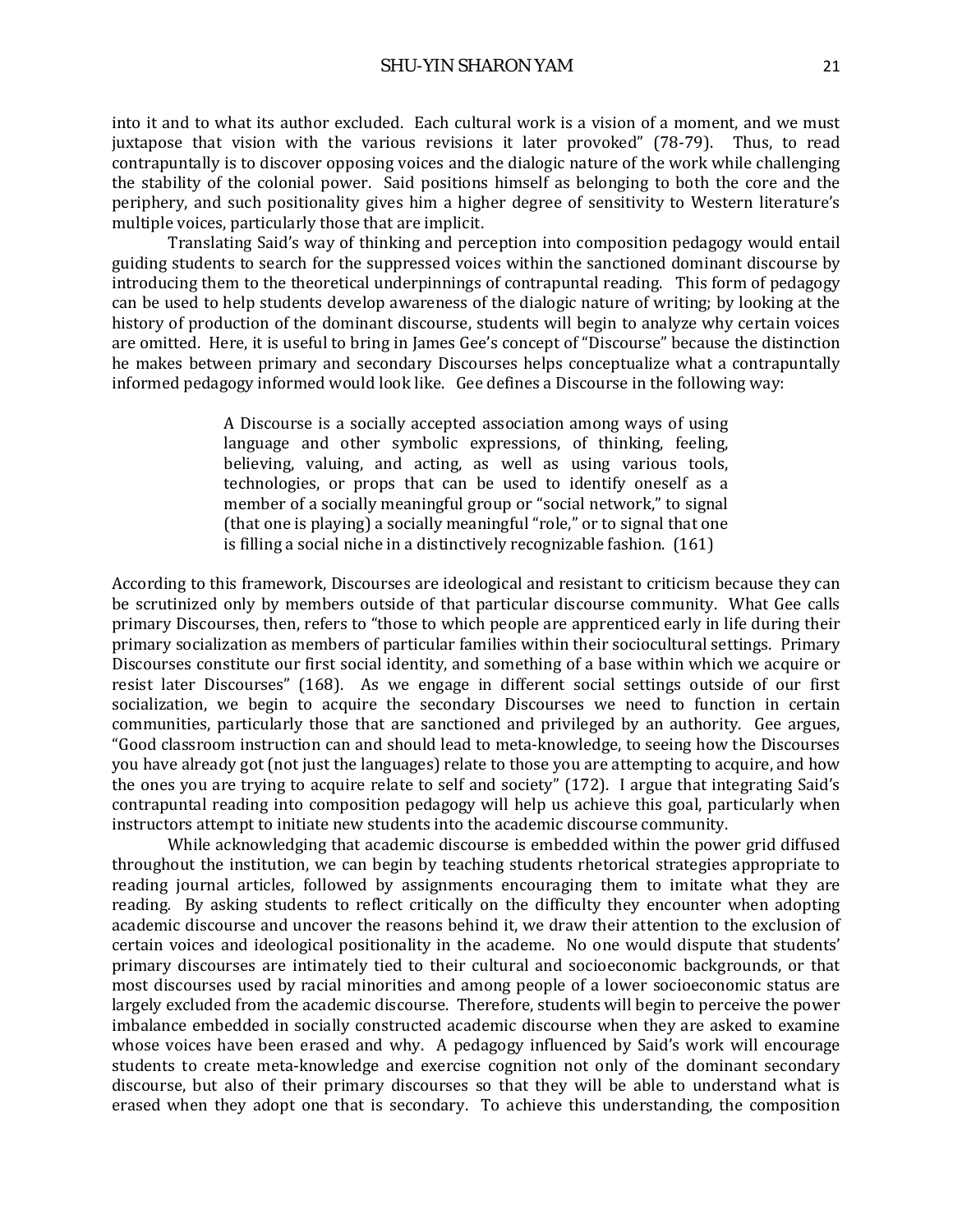into it and to what its author excluded. Each cultural work is a vision of a moment, and we must juxtapose that vision with the various revisions it later provoked" (78-79). Thus, to read contrapuntally is to discover opposing voices and the dialogic nature of the work while challenging the stability of the colonial power. Said positions himself as belonging to both the core and the periphery, and such positionality gives him a higher degree of sensitivity to Western literature's multiple voices, particularly those that are implicit.

Translating Said's way of thinking and perception into composition pedagogy would entail guiding students to search for the suppressed voices within the sanctioned dominant discourse by introducing them to the theoretical underpinnings of contrapuntal reading. This form of pedagogy can be used to help students develop awareness of the dialogic nature of writing; by looking at the history of production of the dominant discourse, students will begin to analyze why certain voices are omitted. Here, it is useful to bring in James Gee's concept of "Discourse" because the distinction he makes between primary and secondary Discourses helps conceptualize what a contrapuntally informed pedagogy informed would look like. Gee defines a Discourse in the following way:

> A Discourse is a socially accepted association among ways of using language and other symbolic expressions, of thinking, feeling, believing, valuing, and acting, as well as using various tools, technologies, or props that can be used to identify oneself as a member of a socially meaningful group or "social network," to signal (that one is playing) a socially meaningful "role," or to signal that one is filling a social niche in a distinctively recognizable fashion. (161)

According to this framework, Discourses are ideological and resistant to criticism because they can be scrutinized only by members outside of that particular discourse community. What Gee calls primary Discourses, then, refers to "those to which people are apprenticed early in life during their primary socialization as members of particular families within their sociocultural settings. Primary Discourses constitute our first social identity, and something of a base within which we acquire or resist later Discourses" (168). As we engage in different social settings outside of our first socialization, we begin to acquire the secondary Discourses we need to function in certain communities, particularly those that are sanctioned and privileged by an authority. Gee argues, "Good classroom instruction can and should lead to meta-knowledge, to seeing how the Discourses you have already got (not just the languages) relate to those you are attempting to acquire, and how the ones you are trying to acquire relate to self and society" (172). I argue that integrating Said's contrapuntal reading into composition pedagogy will help us achieve this goal, particularly when instructors attempt to initiate new students into the academic discourse community.

While acknowledging that academic discourse is embedded within the power grid diffused throughout the institution, we can begin by teaching students rhetorical strategies appropriate to reading journal articles, followed by assignments encouraging them to imitate what they are reading. By asking students to reflect critically on the difficulty they encounter when adopting academic discourse and uncover the reasons behind it, we draw their attention to the exclusion of certain voices and ideological positionality in the academe. No one would dispute that students' primary discourses are intimately tied to their cultural and socioeconomic backgrounds, or that most discourses used by racial minorities and among people of a lower socioeconomic status are largely excluded from the academic discourse. Therefore, students will begin to perceive the power imbalance embedded in socially constructed academic discourse when they are asked to examine whose voices have been erased and why. A pedagogy influenced by Said's work will encourage students to create meta-knowledge and exercise cognition not only of the dominant secondary discourse, but also of their primary discourses so that they will be able to understand what is erased when they adopt one that is secondary. To achieve this understanding, the composition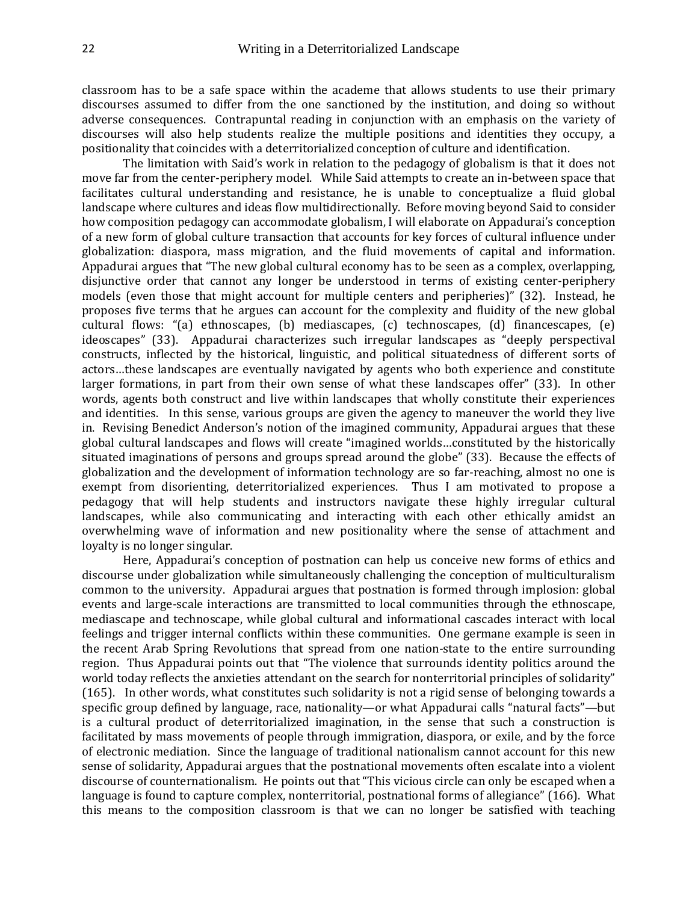classroom has to be a safe space within the academe that allows students to use their primary discourses assumed to differ from the one sanctioned by the institution, and doing so without adverse consequences. Contrapuntal reading in conjunction with an emphasis on the variety of discourses will also help students realize the multiple positions and identities they occupy, a positionality that coincides with a deterritorialized conception of culture and identification.

The limitation with Said's work in relation to the pedagogy of globalism is that it does not move far from the center-periphery model. While Said attempts to create an in-between space that facilitates cultural understanding and resistance, he is unable to conceptualize a fluid global landscape where cultures and ideas flow multidirectionally. Before moving beyond Said to consider how composition pedagogy can accommodate globalism, I will elaborate on Appadurai's conception of a new form of global culture transaction that accounts for key forces of cultural influence under globalization: diaspora, mass migration, and the fluid movements of capital and information. Appadurai argues that "The new global cultural economy has to be seen as a complex, overlapping, disjunctive order that cannot any longer be understood in terms of existing center-periphery models (even those that might account for multiple centers and peripheries)" (32). Instead, he proposes five terms that he argues can account for the complexity and fluidity of the new global cultural flows: "(a) ethnoscapes, (b) mediascapes, (c) technoscapes, (d) financescapes, (e) ideoscapes" (33). Appadurai characterizes such irregular landscapes as "deeply perspectival constructs, inflected by the historical, linguistic, and political situatedness of different sorts of actors…these landscapes are eventually navigated by agents who both experience and constitute larger formations, in part from their own sense of what these landscapes offer" (33). In other words, agents both construct and live within landscapes that wholly constitute their experiences and identities. In this sense, various groups are given the agency to maneuver the world they live in. Revising Benedict Anderson's notion of the imagined community, Appadurai argues that these global cultural landscapes and flows will create "imagined worlds…constituted by the historically situated imaginations of persons and groups spread around the globe" (33). Because the effects of globalization and the development of information technology are so far-reaching, almost no one is exempt from disorienting, deterritorialized experiences. Thus I am motivated to propose a pedagogy that will help students and instructors navigate these highly irregular cultural landscapes, while also communicating and interacting with each other ethically amidst an overwhelming wave of information and new positionality where the sense of attachment and loyalty is no longer singular.

Here, Appadurai's conception of postnation can help us conceive new forms of ethics and discourse under globalization while simultaneously challenging the conception of multiculturalism common to the university. Appadurai argues that postnation is formed through implosion: global events and large-scale interactions are transmitted to local communities through the ethnoscape, mediascape and technoscape, while global cultural and informational cascades interact with local feelings and trigger internal conflicts within these communities. One germane example is seen in the recent Arab Spring Revolutions that spread from one nation-state to the entire surrounding region. Thus Appadurai points out that "The violence that surrounds identity politics around the world today reflects the anxieties attendant on the search for nonterritorial principles of solidarity" (165). In other words, what constitutes such solidarity is not a rigid sense of belonging towards a specific group defined by language, race, nationality—or what Appadurai calls "natural facts"—but is a cultural product of deterritorialized imagination, in the sense that such a construction is facilitated by mass movements of people through immigration, diaspora, or exile, and by the force of electronic mediation. Since the language of traditional nationalism cannot account for this new sense of solidarity, Appadurai argues that the postnational movements often escalate into a violent discourse of counternationalism. He points out that "This vicious circle can only be escaped when a language is found to capture complex, nonterritorial, postnational forms of allegiance" (166). What this means to the composition classroom is that we can no longer be satisfied with teaching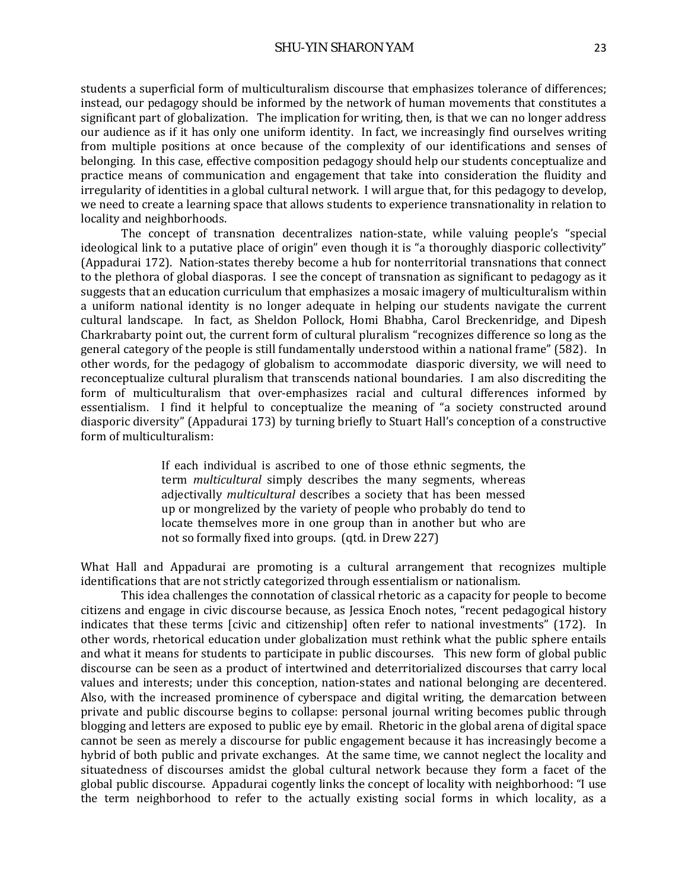students a superficial form of multiculturalism discourse that emphasizes tolerance of differences; instead, our pedagogy should be informed by the network of human movements that constitutes a significant part of globalization. The implication for writing, then, is that we can no longer address our audience as if it has only one uniform identity. In fact, we increasingly find ourselves writing from multiple positions at once because of the complexity of our identifications and senses of belonging. In this case, effective composition pedagogy should help our students conceptualize and practice means of communication and engagement that take into consideration the fluidity and irregularity of identities in a global cultural network. I will argue that, for this pedagogy to develop, we need to create a learning space that allows students to experience transnationality in relation to locality and neighborhoods.

The concept of transnation decentralizes nation-state, while valuing people's "special ideological link to a putative place of origin" even though it is "a thoroughly diasporic collectivity" (Appadurai 172). Nation-states thereby become a hub for nonterritorial transnations that connect to the plethora of global diasporas. I see the concept of transnation as significant to pedagogy as it suggests that an education curriculum that emphasizes a mosaic imagery of multiculturalism within a uniform national identity is no longer adequate in helping our students navigate the current cultural landscape. In fact, as Sheldon Pollock, Homi Bhabha, Carol Breckenridge, and Dipesh Charkrabarty point out, the current form of cultural pluralism "recognizes difference so long as the general category of the people is still fundamentally understood within a national frame" (582). In other words, for the pedagogy of globalism to accommodate diasporic diversity, we will need to reconceptualize cultural pluralism that transcends national boundaries. I am also discrediting the form of multiculturalism that over-emphasizes racial and cultural differences informed by essentialism. I find it helpful to conceptualize the meaning of "a society constructed around diasporic diversity" (Appadurai 173) by turning briefly to Stuart Hall's conception of a constructive form of multiculturalism:

> If each individual is ascribed to one of those ethnic segments, the term *multicultural* simply describes the many segments, whereas adjectivally *multicultural* describes a society that has been messed up or mongrelized by the variety of people who probably do tend to locate themselves more in one group than in another but who are not so formally fixed into groups. (qtd. in Drew 227)

What Hall and Appadurai are promoting is a cultural arrangement that recognizes multiple identifications that are not strictly categorized through essentialism or nationalism.

This idea challenges the connotation of classical rhetoric as a capacity for people to become citizens and engage in civic discourse because, as Jessica Enoch notes, "recent pedagogical history indicates that these terms [civic and citizenship] often refer to national investments" (172). In other words, rhetorical education under globalization must rethink what the public sphere entails and what it means for students to participate in public discourses. This new form of global public discourse can be seen as a product of intertwined and deterritorialized discourses that carry local values and interests; under this conception, nation-states and national belonging are decentered. Also, with the increased prominence of cyberspace and digital writing, the demarcation between private and public discourse begins to collapse: personal journal writing becomes public through blogging and letters are exposed to public eye by email. Rhetoric in the global arena of digital space cannot be seen as merely a discourse for public engagement because it has increasingly become a hybrid of both public and private exchanges. At the same time, we cannot neglect the locality and situatedness of discourses amidst the global cultural network because they form a facet of the global public discourse. Appadurai cogently links the concept of locality with neighborhood: "I use the term neighborhood to refer to the actually existing social forms in which locality, as a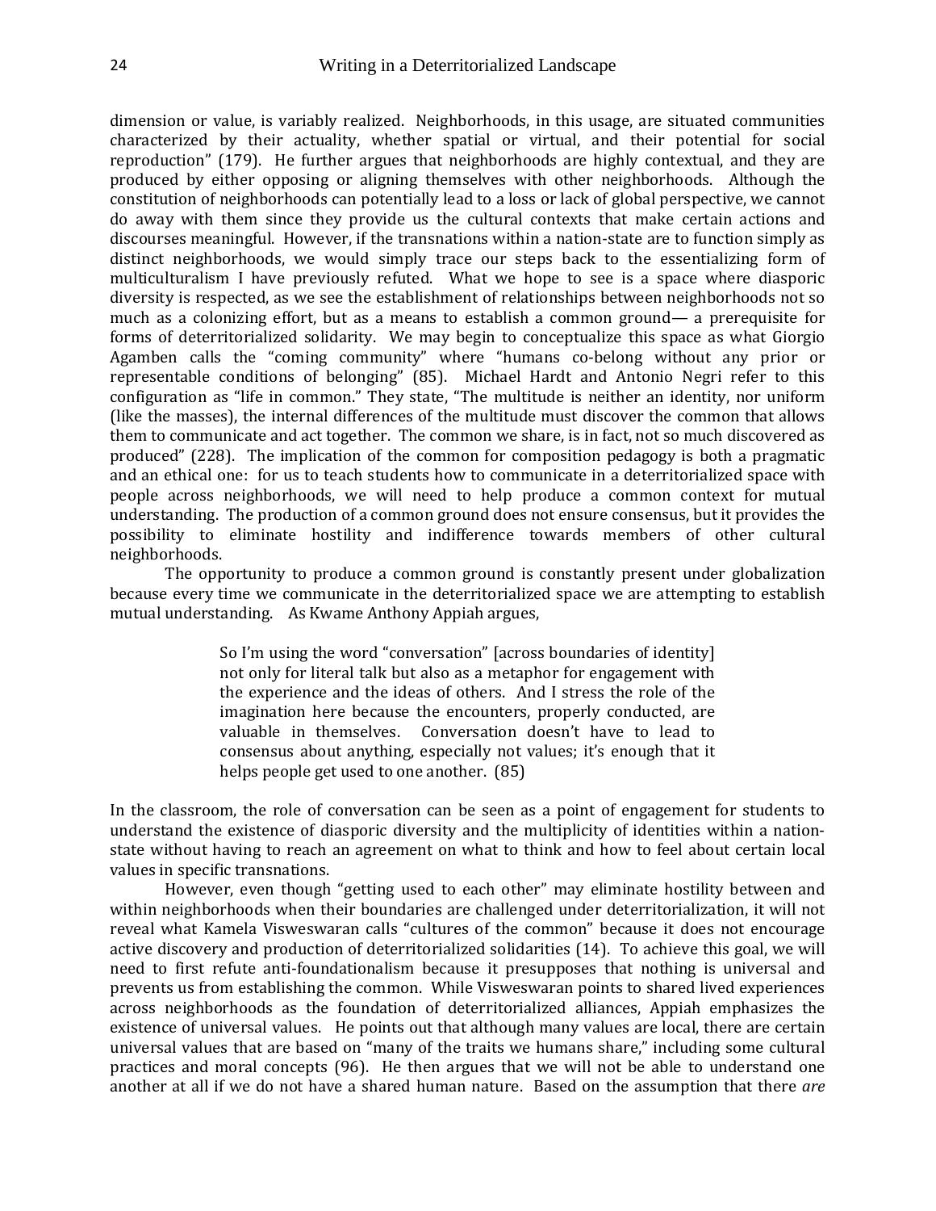dimension or value, is variably realized. Neighborhoods, in this usage, are situated communities characterized by their actuality, whether spatial or virtual, and their potential for social reproduction" (179). He further argues that neighborhoods are highly contextual, and they are produced by either opposing or aligning themselves with other neighborhoods. Although the constitution of neighborhoods can potentially lead to a loss or lack of global perspective, we cannot do away with them since they provide us the cultural contexts that make certain actions and discourses meaningful. However, if the transnations within a nation-state are to function simply as distinct neighborhoods, we would simply trace our steps back to the essentializing form of multiculturalism I have previously refuted. What we hope to see is a space where diasporic diversity is respected, as we see the establishment of relationships between neighborhoods not so much as a colonizing effort, but as a means to establish a common ground— a prerequisite for forms of deterritorialized solidarity. We may begin to conceptualize this space as what Giorgio Agamben calls the "coming community" where "humans co-belong without any prior or representable conditions of belonging" (85). Michael Hardt and Antonio Negri refer to this configuration as "life in common." They state, "The multitude is neither an identity, nor uniform (like the masses), the internal differences of the multitude must discover the common that allows them to communicate and act together. The common we share, is in fact, not so much discovered as produced" (228). The implication of the common for composition pedagogy is both a pragmatic and an ethical one: for us to teach students how to communicate in a deterritorialized space with people across neighborhoods, we will need to help produce a common context for mutual understanding. The production of a common ground does not ensure consensus, but it provides the possibility to eliminate hostility and indifference towards members of other cultural neighborhoods.

The opportunity to produce a common ground is constantly present under globalization because every time we communicate in the deterritorialized space we are attempting to establish mutual understanding. As Kwame Anthony Appiah argues,

> So I'm using the word "conversation" [across boundaries of identity] not only for literal talk but also as a metaphor for engagement with the experience and the ideas of others. And I stress the role of the imagination here because the encounters, properly conducted, are valuable in themselves. Conversation doesn't have to lead to consensus about anything, especially not values; it's enough that it helps people get used to one another. (85)

In the classroom, the role of conversation can be seen as a point of engagement for students to understand the existence of diasporic diversity and the multiplicity of identities within a nation-state without having to reach an agreement on what to think and how to feel about certain local values in specific transnations.

However, even though "getting used to each other" may eliminate hostility between and within neighborhoods when their boundaries are challenged under deterritorialization, it will not reveal what Kamela Visweswaran calls "cultures of the common" because it does not encourage active discovery and production of deterritorialized solidarities (14). To achieve this goal, we will need to first refute anti-foundationalism because it presupposes that nothing is universal and prevents us from establishing the common. While Visweswaran points to shared lived experiences across neighborhoods as the foundation of deterritorialized alliances, Appiah emphasizes the existence of universal values. He points out that although many values are local, there are certain universal values that are based on "many of the traits we humans share," including some cultural practices and moral concepts (96). He then argues that we will not be able to understand one another at all if we do not have a shared human nature. Based on the assumption that there *are*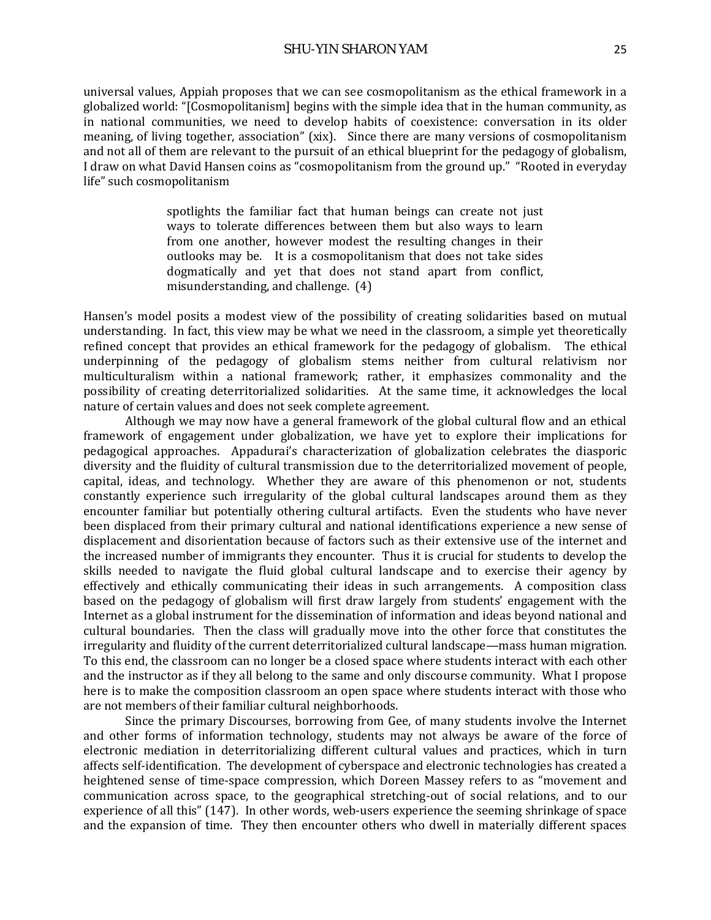universal values, Appiah proposes that we can see cosmopolitanism as the ethical framework in a globalized world: "[Cosmopolitanism] begins with the simple idea that in the human community, as in national communities, we need to develop habits of coexistence: conversation in its older meaning, of living together, association" (xix). Since there are many versions of cosmopolitanism and not all of them are relevant to the pursuit of an ethical blueprint for the pedagogy of globalism, I draw on what David Hansen coins as "cosmopolitanism from the ground up." "Rooted in everyday life" such cosmopolitanism

> spotlights the familiar fact that human beings can create not just ways to tolerate differences between them but also ways to learn from one another, however modest the resulting changes in their outlooks may be. It is a cosmopolitanism that does not take sides dogmatically and yet that does not stand apart from conflict, misunderstanding, and challenge. (4)

Hansen's model posits a modest view of the possibility of creating solidarities based on mutual understanding. In fact, this view may be what we need in the classroom, a simple yet theoretically refined concept that provides an ethical framework for the pedagogy of globalism. The ethical underpinning of the pedagogy of globalism stems neither from cultural relativism nor multiculturalism within a national framework; rather, it emphasizes commonality and the possibility of creating deterritorialized solidarities. At the same time, it acknowledges the local nature of certain values and does not seek complete agreement.

Although we may now have a general framework of the global cultural flow and an ethical framework of engagement under globalization, we have yet to explore their implications for pedagogical approaches. Appadurai's characterization of globalization celebrates the diasporic diversity and the fluidity of cultural transmission due to the deterritorialized movement of people, capital, ideas, and technology. Whether they are aware of this phenomenon or not, students constantly experience such irregularity of the global cultural landscapes around them as they encounter familiar but potentially othering cultural artifacts. Even the students who have never been displaced from their primary cultural and national identifications experience a new sense of displacement and disorientation because of factors such as their extensive use of the internet and the increased number of immigrants they encounter. Thus it is crucial for students to develop the skills needed to navigate the fluid global cultural landscape and to exercise their agency by effectively and ethically communicating their ideas in such arrangements. A composition class based on the pedagogy of globalism will first draw largely from students' engagement with the Internet as a global instrument for the dissemination of information and ideas beyond national and cultural boundaries. Then the class will gradually move into the other force that constitutes the irregularity and fluidity of the current deterritorialized cultural landscape—mass human migration. To this end, the classroom can no longer be a closed space where students interact with each other and the instructor as if they all belong to the same and only discourse community. What I propose here is to make the composition classroom an open space where students interact with those who are not members of their familiar cultural neighborhoods.

Since the primary Discourses, borrowing from Gee, of many students involve the Internet and other forms of information technology, students may not always be aware of the force of electronic mediation in deterritorializing different cultural values and practices, which in turn affects self-identification. The development of cyberspace and electronic technologies has created a heightened sense of time-space compression, which Doreen Massey refers to as "movement and communication across space, to the geographical stretching-out of social relations, and to our experience of all this" (147). In other words, web-users experience the seeming shrinkage of space and the expansion of time. They then encounter others who dwell in materially different spaces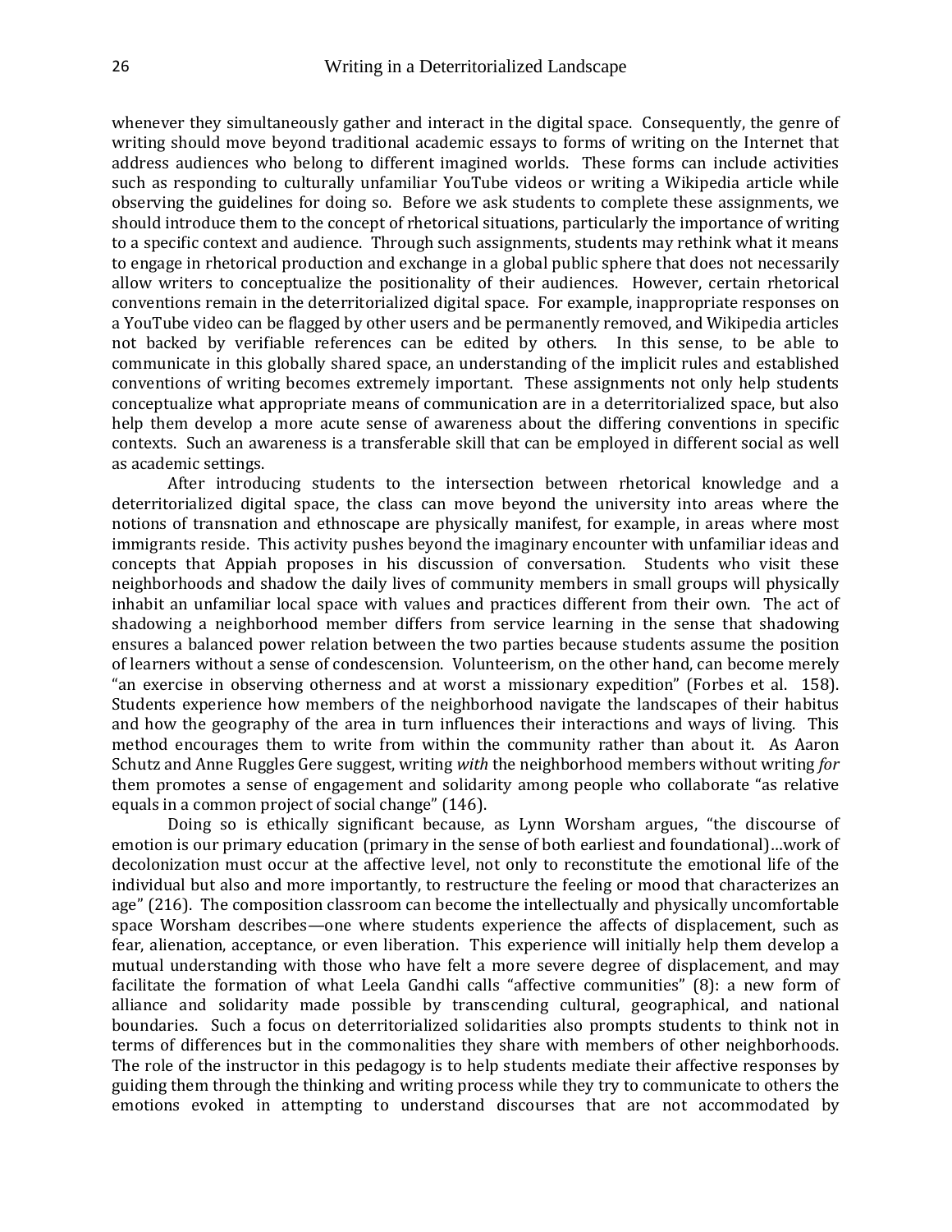whenever they simultaneously gather and interact in the digital space. Consequently, the genre of writing should move beyond traditional academic essays to forms of writing on the Internet that address audiences who belong to different imagined worlds. These forms can include activities such as responding to culturally unfamiliar YouTube videos or writing a Wikipedia article while observing the guidelines for doing so. Before we ask students to complete these assignments, we should introduce them to the concept of rhetorical situations, particularly the importance of writing to a specific context and audience. Through such assignments, students may rethink what it means to engage in rhetorical production and exchange in a global public sphere that does not necessarily allow writers to conceptualize the positionality of their audiences. However, certain rhetorical conventions remain in the deterritorialized digital space. For example, inappropriate responses on a YouTube video can be flagged by other users and be permanently removed, and Wikipedia articles not backed by verifiable references can be edited by others. In this sense, to be able to communicate in this globally shared space, an understanding of the implicit rules and established conventions of writing becomes extremely important. These assignments not only help students conceptualize what appropriate means of communication are in a deterritorialized space, but also help them develop a more acute sense of awareness about the differing conventions in specific contexts. Such an awareness is a transferable skill that can be employed in different social as well as academic settings.

After introducing students to the intersection between rhetorical knowledge and a deterritorialized digital space, the class can move beyond the university into areas where the notions of transnation and ethnoscape are physically manifest, for example, in areas where most immigrants reside. This activity pushes beyond the imaginary encounter with unfamiliar ideas and concepts that Appiah proposes in his discussion of conversation. Students who visit these neighborhoods and shadow the daily lives of community members in small groups will physically inhabit an unfamiliar local space with values and practices different from their own. The act of shadowing a neighborhood member differs from service learning in the sense that shadowing ensures a balanced power relation between the two parties because students assume the position of learners without a sense of condescension. Volunteerism, on the other hand, can become merely "an exercise in observing otherness and at worst a missionary expedition" (Forbes et al. 158). Students experience how members of the neighborhood navigate the landscapes of their habitus and how the geography of the area in turn influences their interactions and ways of living. This method encourages them to write from within the community rather than about it. As Aaron Schutz and Anne Ruggles Gere suggest, writing *with* the neighborhood members without writing *for* them promotes a sense of engagement and solidarity among people who collaborate "as relative equals in a common project of social change" (146).

Doing so is ethically significant because, as Lynn Worsham argues, "the discourse of emotion is our primary education (primary in the sense of both earliest and foundational)…work of decolonization must occur at the affective level, not only to reconstitute the emotional life of the individual but also and more importantly, to restructure the feeling or mood that characterizes an age" (216). The composition classroom can become the intellectually and physically uncomfortable space Worsham describes—one where students experience the affects of displacement, such as fear, alienation, acceptance, or even liberation. This experience will initially help them develop a mutual understanding with those who have felt a more severe degree of displacement, and may facilitate the formation of what Leela Gandhi calls "affective communities" (8): a new form of alliance and solidarity made possible by transcending cultural, geographical, and national boundaries. Such a focus on deterritorialized solidarities also prompts students to think not in terms of differences but in the commonalities they share with members of other neighborhoods. The role of the instructor in this pedagogy is to help students mediate their affective responses by guiding them through the thinking and writing process while they try to communicate to others the emotions evoked in attempting to understand discourses that are not accommodated by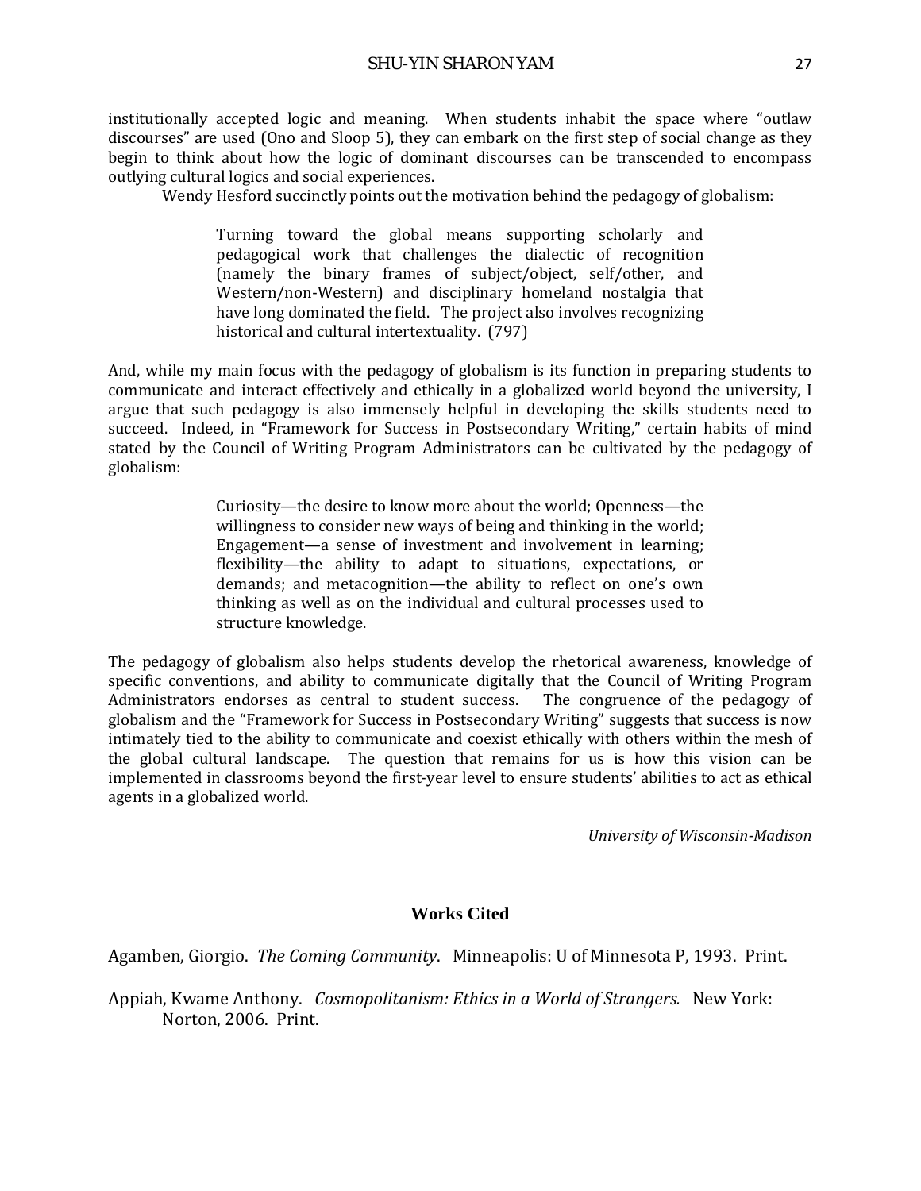institutionally accepted logic and meaning. When students inhabit the space where "outlaw discourses" are used (Ono and Sloop 5), they can embark on the first step of social change as they begin to think about how the logic of dominant discourses can be transcended to encompass outlying cultural logics and social experiences.

Wendy Hesford succinctly points out the motivation behind the pedagogy of globalism:

> Turning toward the global means supporting scholarly and pedagogical work that challenges the dialectic of recognition (namely the binary frames of subject/object, self/other, and Western/non-Western) and disciplinary homeland nostalgia that have long dominated the field. The project also involves recognizing historical and cultural intertextuality. (797)

And, while my main focus with the pedagogy of globalism is its function in preparing students to communicate and interact effectively and ethically in a globalized world beyond the university, I argue that such pedagogy is also immensely helpful in developing the skills students need to succeed. Indeed, in "Framework for Success in Postsecondary Writing," certain habits of mind stated by the Council of Writing Program Administrators can be cultivated by the pedagogy of globalism:

> Curiosity—the desire to know more about the world; Openness—the willingness to consider new ways of being and thinking in the world; Engagement—a sense of investment and involvement in learning; flexibility—the ability to adapt to situations, expectations, or demands; and metacognition—the ability to reflect on one's own thinking as well as on the individual and cultural processes used to structure knowledge.

The pedagogy of globalism also helps students develop the rhetorical awareness, knowledge of specific conventions, and ability to communicate digitally that the Council of Writing Program Administrators endorses as central to student success. The congruence of the pedagogy of globalism and the "Framework for Success in Postsecondary Writing" suggests that success is now intimately tied to the ability to communicate and coexist ethically with others within the mesh of the global cultural landscape. The question that remains for us is how this vision can be implemented in classrooms beyond the first-year level to ensure students' abilities to act as ethical agents in a globalized world.

*University of Wisconsin-Madison*

## Works Cited

Agamben, Giorgio. *The Coming Community*. Minneapolis: U of Minnesota P, 1993. Print.

Appiah, Kwame Anthony. *Cosmopolitanism: Ethics in a World of Strangers.* New York: Norton, 2006. Print.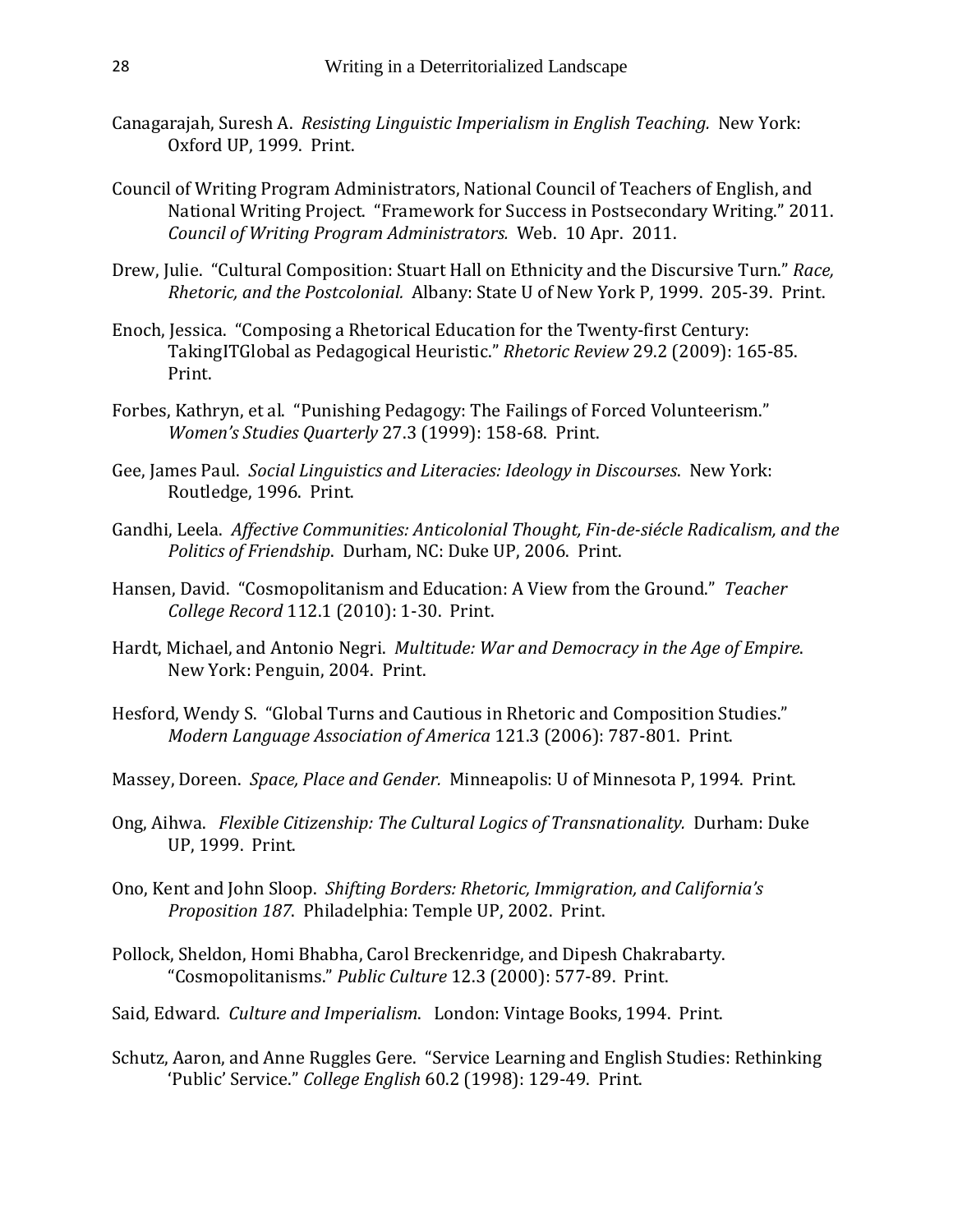Canagarajah, Suresh A. *Resisting Linguistic Imperialism in English Teaching.* New York: Oxford UP, 1999. Print.

Council of Writing Program Administrators, National Council of Teachers of English, and National Writing Project. "Framework for Success in Postsecondary Writing." 2011. *Council of Writing Program Administrators.* Web. 10 Apr. 2011.

Drew, Julie. "Cultural Composition: Stuart Hall on Ethnicity and the Discursive Turn." *Race, Rhetoric, and the Postcolonial.* Albany: State U of New York P, 1999. 205-39. Print.

Enoch, Jessica. "Composing a Rhetorical Education for the Twenty-first Century: TakingITGlobal as Pedagogical Heuristic." *Rhetoric Review* 29.2 (2009): 165-85. Print.

Forbes, Kathryn, et al. "Punishing Pedagogy: The Failings of Forced Volunteerism." *Women's Studies Quarterly* 27.3 (1999): 158-68. Print.

Gee, James Paul. *Social Linguistics and Literacies: Ideology in Discourses*. New York: Routledge, 1996. Print.

Gandhi, Leela. *Affective Communities: Anticolonial Thought, Fin-de-siécle Radicalism, and the Politics of Friendship*. Durham, NC: Duke UP, 2006. Print.

Hansen, David. "Cosmopolitanism and Education: A View from the Ground." *Teacher College Record* 112.1 (2010): 1-30. Print.

Hardt, Michael, and Antonio Negri. *Multitude: War and Democracy in the Age of Empire*. New York: Penguin, 2004. Print.

Hesford, Wendy S. "Global Turns and Cautious in Rhetoric and Composition Studies." *Modern Language Association of America* 121.3 (2006): 787-801. Print.

Massey, Doreen. *Space, Place and Gender.* Minneapolis: U of Minnesota P, 1994. Print.

Ong, Aihwa. *Flexible Citizenship: The Cultural Logics of Transnationality.* Durham: Duke UP, 1999. Print.

Ono, Kent and John Sloop. *Shifting Borders: Rhetoric, Immigration, and California's Proposition 187*. Philadelphia: Temple UP, 2002. Print.

Pollock, Sheldon, Homi Bhabha, Carol Breckenridge, and Dipesh Chakrabarty. "Cosmopolitanisms." *Public Culture* 12.3 (2000): 577-89. Print.

Said, Edward. *Culture and Imperialism*. London: Vintage Books, 1994. Print.

Schutz, Aaron, and Anne Ruggles Gere. "Service Learning and English Studies: Rethinking 'Public' Service." *College English* 60.2 (1998): 129-49. Print.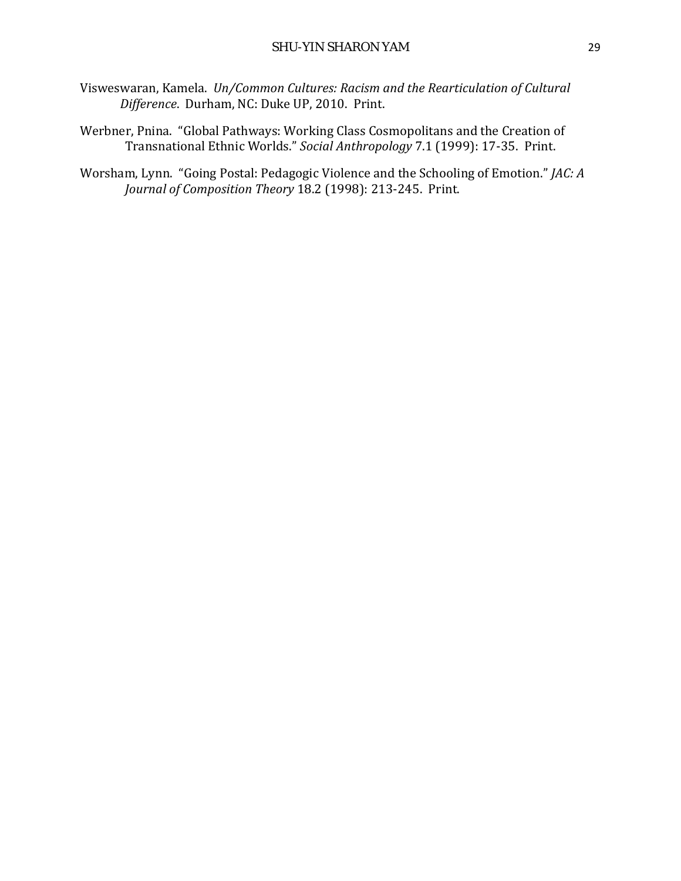Visweswaran, Kamela. *Un/Common Cultures: Racism and the Rearticulation of Cultural Difference*. Durham, NC: Duke UP, 2010. Print.

Werbner, Pnina. "Global Pathways: Working Class Cosmopolitans and the Creation of Transnational Ethnic Worlds." *Social Anthropology* 7.1 (1999): 17-35. Print.

Worsham, Lynn. "Going Postal: Pedagogic Violence and the Schooling of Emotion." *JAC: A Journal of Composition Theory* 18.2 (1998): 213-245. Print.